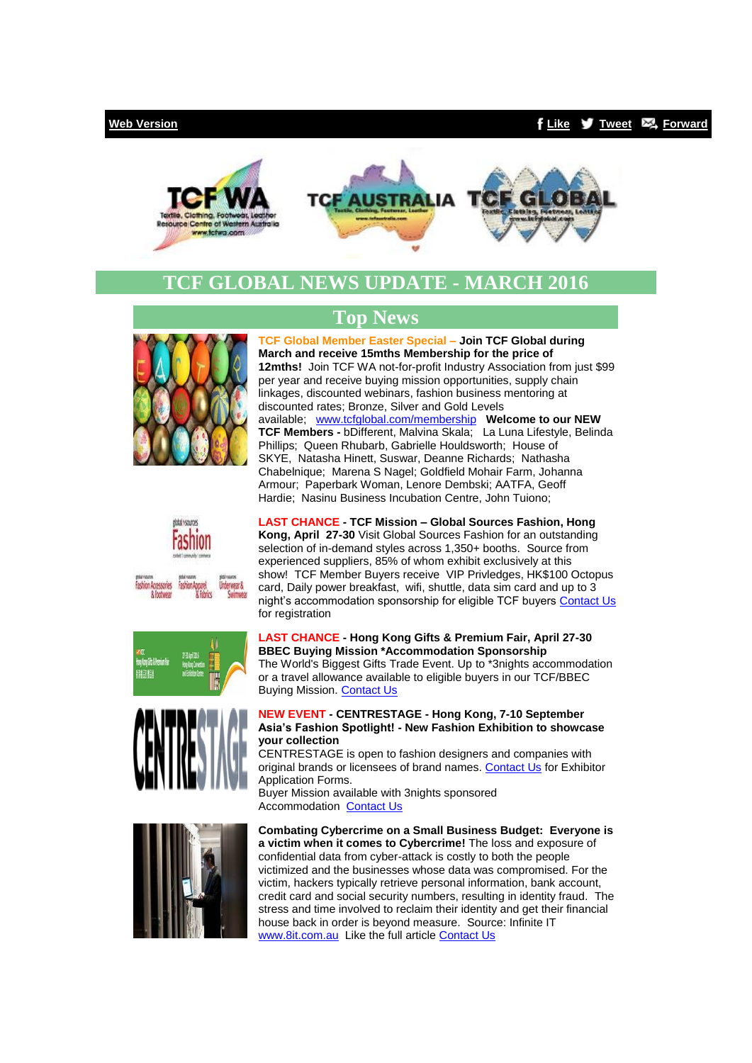Web Version | Like | Tweet | Forward

# TCF GLOBAL NEWS UPDATE - MARCH 2016

## Top News

**TCF Global Member Easter Special – Join TCF Global during March and receive 15mths Membership for the price of 12mths!** Join TCF WA not-for-profit Industry Association from just $99 per year and receive buying mission opportunities, supply chain linkages, discounted webinars, fashion business mentoring at discounted rates; Bronze, Silver and Gold Levels available; www.tcfglobal.com/membership **Welcome to our NEW TCF Members -** bDifferent, Malvina Skala; La Luna Lifestyle, Belinda Phillips; Queen Rhubarb, Gabrielle Houldsworth; House of SKYE, Natasha Hinett, Suswar, Deanne Richards; Nathasha Chabelnique; Marena S Nagel; Goldfield Mohair Farm, Johanna Armour; Paperbark Woman, Lenore Dembski; AATFA, Geoff Hardie; Nasinu Business Incubation Centre, John Tuiono;

**LAST CHANCE - TCF Mission – Global Sources Fashion, Hong Kong, April 27-30** Visit Global Sources Fashion for an outstanding selection of in-demand styles across 1,350+ booths. Source from experienced suppliers, 85% of whom exhibit exclusively at this show! TCF Member Buyers receive VIP Privledges, HK$100 Octopus card, Daily power breakfast, wifi, shuttle, data sim card and up to 3 night's accommodation sponsorship for eligible TCF buyers Contact Us for registration

**LAST CHANCE - Hong Kong Gifts & Premium Fair, April 27-30 BBEC Buying Mission *Accommodation Sponsorship**
The World's Biggest Gifts Trade Event. Up to *3nights accommodation or a travel allowance available to eligible buyers in our TCF/BBEC Buying Mission. Contact Us

**NEW EVENT - CENTRESTAGE - Hong Kong, 7-10 September Asia's Fashion Spotlight! - New Fashion Exhibition to showcase your collection**
CENTRESTAGE is open to fashion designers and companies with original brands or licensees of brand names. Contact Us for Exhibitor Application Forms.
Buyer Mission available with 3nights sponsored Accommodation Contact Us

**Combating Cybercrime on a Small Business Budget: Everyone is a victim when it comes to Cybercrime!** The loss and exposure of confidential data from cyber-attack is costly to both the people victimized and the businesses whose data was compromised. For the victim, hackers typically retrieve personal information, bank account, credit card and social security numbers, resulting in identity fraud. The stress and time involved to reclaim their identity and get their financial house back in order is beyond measure. Source: Infinite IT www.8it.com.au Like the full article Contact Us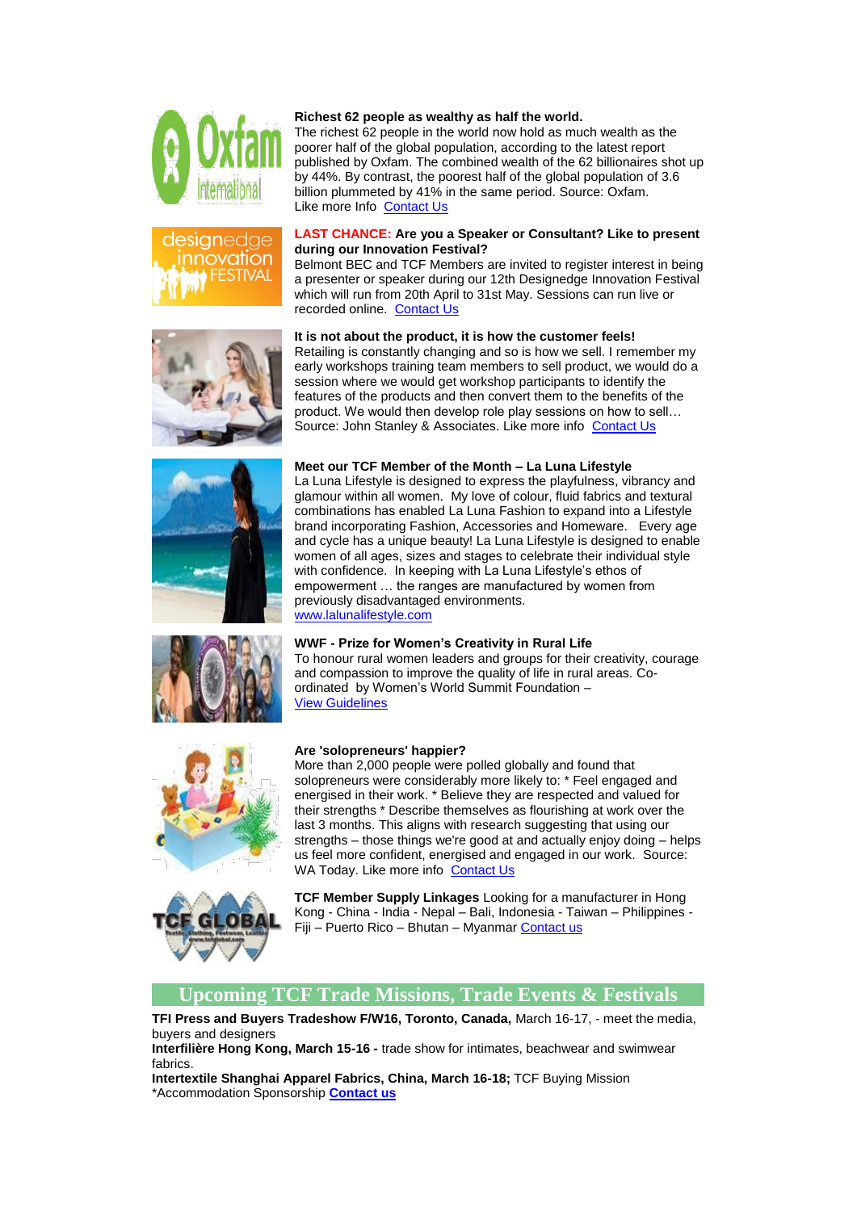**Richest 62 people as wealthy as half the world.**
The richest 62 people in the world now hold as much wealth as the poorer half of the global population, according to the latest report published by Oxfam. The combined wealth of the 62 billionaires shot up by 44%. By contrast, the poorest half of the global population of 3.6 billion plummeted by 41% in the same period. Source: Oxfam.
Like more Info [Contact Us]

**LAST CHANCE: Are you a Speaker or Consultant? Like to present during our Innovation Festival?**
Belmont BEC and TCF Members are invited to register interest in being a presenter or speaker during our 12th Designedge Innovation Festival which will run from 20th April to 31st May. Sessions can run live or recorded online. [Contact Us]

**It is not about the product, it is how the customer feels!**
Retailing is constantly changing and so is how we sell. I remember my early workshops training team members to sell product, we would do a session where we would get workshop participants to identify the features of the products and then convert them to the benefits of the product. We would then develop role play sessions on how to sell… Source: John Stanley & Associates. Like more info [Contact Us]

**Meet our TCF Member of the Month – La Luna Lifestyle**
La Luna Lifestyle is designed to express the playfulness, vibrancy and glamour within all women. My love of colour, fluid fabrics and textural combinations has enabled La Luna Fashion to expand into a Lifestyle brand incorporating Fashion, Accessories and Homeware. Every age and cycle has a unique beauty! La Luna Lifestyle is designed to enable women of all ages, sizes and stages to celebrate their individual style with confidence. In keeping with La Luna Lifestyle's ethos of empowerment … the ranges are manufactured by women from previously disadvantaged environments.
www.lalunalifestyle.com

**WWF - Prize for Women's Creativity in Rural Life**
To honour rural women leaders and groups for their creativity, courage and compassion to improve the quality of life in rural areas. Co-ordinated by Women's World Summit Foundation –
[View Guidelines]

**Are 'solopreneurs' happier?**
More than 2,000 people were polled globally and found that solopreneurs were considerably more likely to: * Feel engaged and energised in their work. * Believe they are respected and valued for their strengths * Describe themselves as flourishing at work over the last 3 months. This aligns with research suggesting that using our strengths – those things we're good at and actually enjoy doing – helps us feel more confident, energised and engaged in our work. Source: WA Today. Like more info [Contact Us]

**TCF Member Supply Linkages** Looking for a manufacturer in Hong Kong - China - India - Nepal – Bali, Indonesia - Taiwan – Philippines - Fiji – Puerto Rico – Bhutan – Myanmar [Contact us]

## Upcoming TCF Trade Missions, Trade Events & Festivals

**TFI Press and Buyers Tradeshow F/W16, Toronto, Canada,** March 16-17, - meet the media, buyers and designers
**Interfilière Hong Kong, March 15-16 -** trade show for intimates, beachwear and swimwear fabrics.
**Intertextile Shanghai Apparel Fabrics, China, March 16-18;** TCF Buying Mission
*Accommodation Sponsorship **[Contact us]**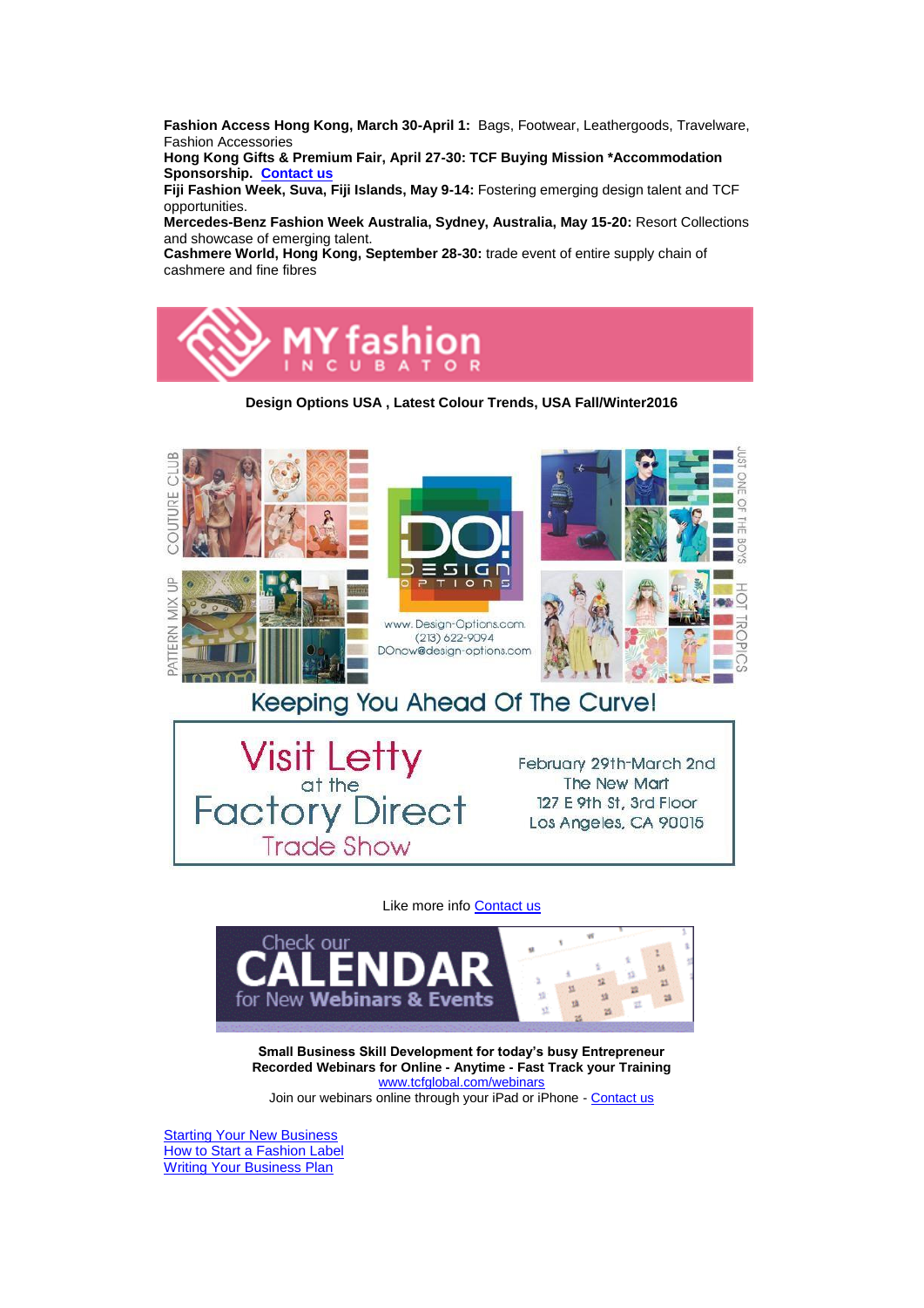**Fashion Access Hong Kong, March 30-April 1:** Bags, Footwear, Leathergoods, Travelware, Fashion Accessories
**Hong Kong Gifts & Premium Fair, April 27-30: TCF Buying Mission *Accommodation Sponsorship. Contact us**
**Fiji Fashion Week, Suva, Fiji Islands, May 9-14:** Fostering emerging design talent and TCF opportunities.
**Mercedes-Benz Fashion Week Australia, Sydney, Australia, May 15-20:** Resort Collections and showcase of emerging talent.
**Cashmere World, Hong Kong, September 28-30:** trade event of entire supply chain of cashmere and fine fibres

MY fashion INCUBATOR

**Design Options USA , Latest Colour Trends, USA Fall/Winter2016**

COUTURE CLUB

PATTERN MIX UP

DO! DESIGN OPTIONS

www. Design-Options.com
(213) 622-9094
DOnow@design-options.com

JUST ONE OF THE BOYS

HOT TROPICS

Keeping You Ahead Of The Curve!

Visit Letty at the Factory Direct Trade Show

February 29th-March 2nd
The New Mart
127 E 9th St, 3rd Floor
Los Angeles, CA 90015

Like more info Contact us

Check our CALENDAR for New Webinars & Events

**Small Business Skill Development for today's busy Entrepreneur**
**Recorded Webinars for Online - Anytime - Fast Track your Training**
www.tcfglobal.com/webinars
Join our webinars online through your iPad or iPhone - Contact us

Starting Your New Business
How to Start a Fashion Label
Writing Your Business Plan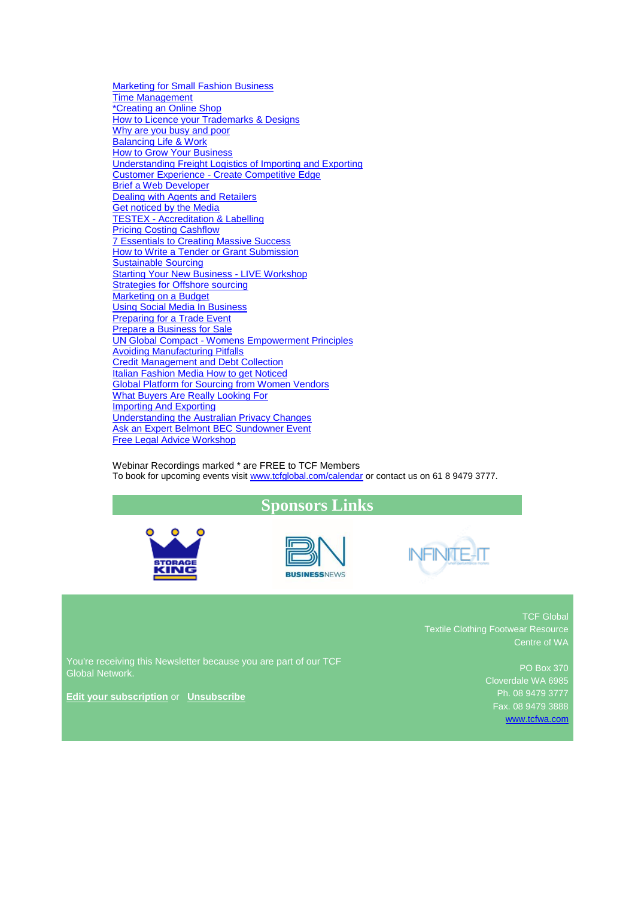- Marketing for Small Fashion Business
- Time Management
- *Creating an Online Shop
- How to Licence your Trademarks & Designs
- Why are you busy and poor
- Balancing Life & Work
- How to Grow Your Business
- Understanding Freight Logistics of Importing and Exporting
- Customer Experience - Create Competitive Edge
- Brief a Web Developer
- Dealing with Agents and Retailers
- Get noticed by the Media
- TESTEX - Accreditation & Labelling
- Pricing Costing Cashflow
- 7 Essentials to Creating Massive Success
- How to Write a Tender or Grant Submission
- Sustainable Sourcing
- Starting Your New Business - LIVE Workshop
- Strategies for Offshore sourcing
- Marketing on a Budget
- Using Social Media In Business
- Preparing for a Trade Event
- Prepare a Business for Sale
- UN Global Compact - Womens Empowerment Principles
- Avoiding Manufacturing Pitfalls
- Credit Management and Debt Collection
- Italian Fashion Media How to get Noticed
- Global Platform for Sourcing from Women Vendors
- What Buyers Are Really Looking For
- Importing And Exporting
- Understanding the Australian Privacy Changes
- Ask an Expert Belmont BEC Sundowner Event
- Free Legal Advice Workshop

Webinar Recordings marked * are FREE to TCF Members
To book for upcoming events visit www.tcfglobal.com/calendar or contact us on 61 8 9479 3777.

## Sponsors Links

STORAGE KING

BUSINESSNEWS

INFINITE-IT

You're receiving this Newsletter because you are part of our TCF Global Network.

**Edit your subscription** or **Unsubscribe**

TCF Global
Textile Clothing Footwear Resource Centre of WA

PO Box 370
Cloverdale WA 6985
Ph. 08 9479 3777
Fax. 08 9479 3888
www.tcfwa.com